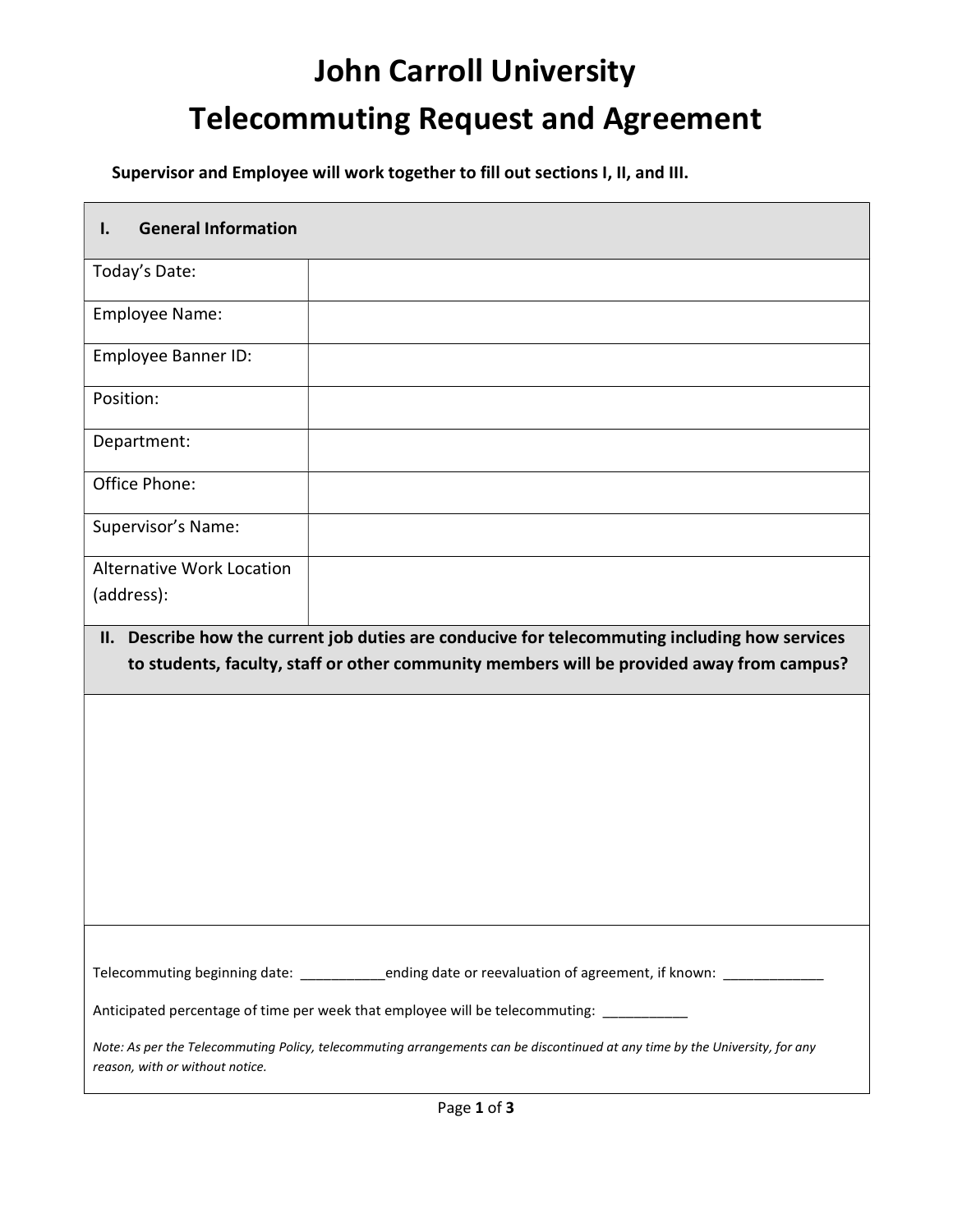# John Carroll University

# Telecommuting Request and Agreement

**Supervisor and Employee will work together to fill out sections I, II, and III.**

| **I. General Information** | |
|---|---|
| Today's Date: | |
| Employee Name: | |
| Employee Banner ID: | |
| Position: | |
| Department: | |
| Office Phone: | |
| Supervisor's Name: | |
| Alternative Work Location (address): | |

**II. Describe how the current job duties are conducive for telecommuting including how services to students, faculty, staff or other community members will be provided away from campus?**

Telecommuting beginning date: ___________ending date or reevaluation of agreement, if known: _____________

Anticipated percentage of time per week that employee will be telecommuting: ___________

*Note: As per the Telecommuting Policy, telecommuting arrangements can be discontinued at any time by the University, for any reason, with or without notice.*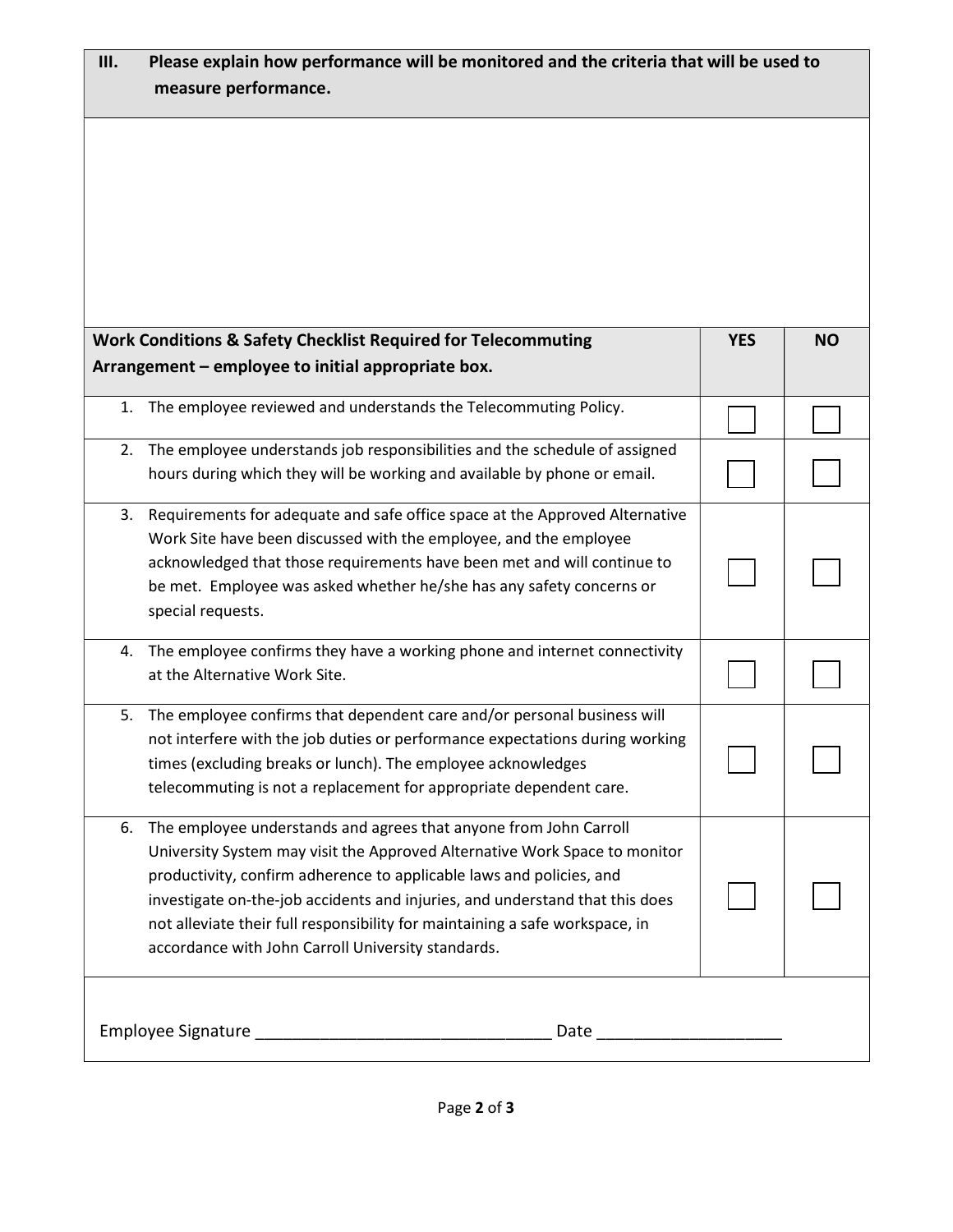**III. Please explain how performance will be monitored and the criteria that will be used to measure performance.**

| Work Conditions & Safety Checklist Required for Telecommuting Arrangement – employee to initial appropriate box. | YES | NO |
|---|---|---|
| 1. The employee reviewed and understands the Telecommuting Policy. | ☐ | ☐ |
| 2. The employee understands job responsibilities and the schedule of assigned hours during which they will be working and available by phone or email. | ☐ | ☐ |
| 3. Requirements for adequate and safe office space at the Approved Alternative Work Site have been discussed with the employee, and the employee acknowledged that those requirements have been met and will continue to be met. Employee was asked whether he/she has any safety concerns or special requests. | ☐ | ☐ |
| 4. The employee confirms they have a working phone and internet connectivity at the Alternative Work Site. | ☐ | ☐ |
| 5. The employee confirms that dependent care and/or personal business will not interfere with the job duties or performance expectations during working times (excluding breaks or lunch). The employee acknowledges telecommuting is not a replacement for appropriate dependent care. | ☐ | ☐ |
| 6. The employee understands and agrees that anyone from John Carroll University System may visit the Approved Alternative Work Space to monitor productivity, confirm adherence to applicable laws and policies, and investigate on-the-job accidents and injuries, and understand that this does not alleviate their full responsibility for maintaining a safe workspace, in accordance with John Carroll University standards. | ☐ | ☐ |

Employee Signature ________________________________ Date ____________________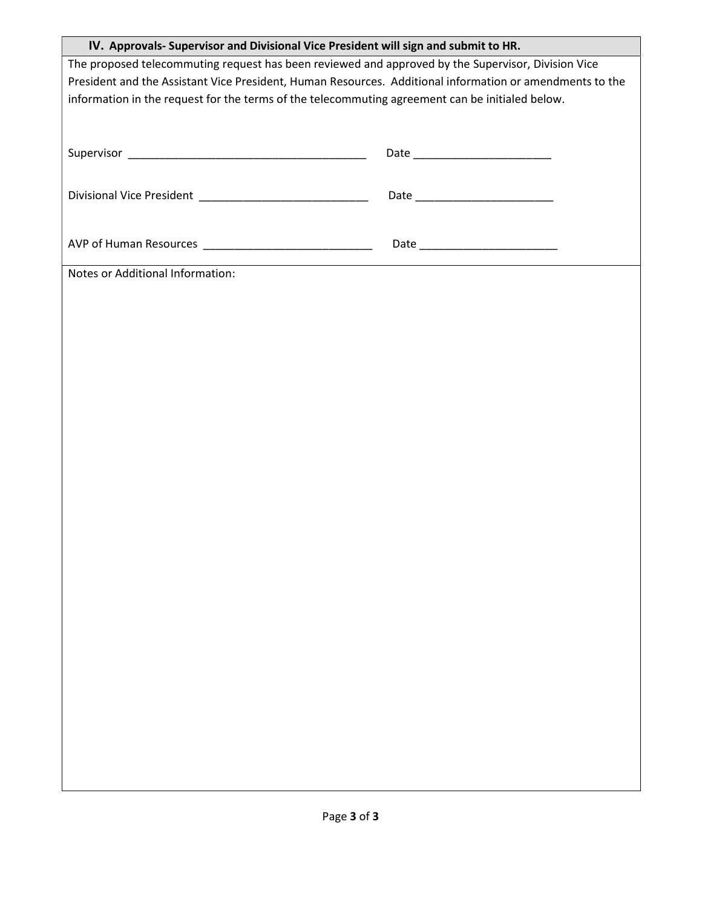## IV. Approvals- Supervisor and Divisional Vice President will sign and submit to HR.

The proposed telecommuting request has been reviewed and approved by the Supervisor, Division Vice President and the Assistant Vice President, Human Resources. Additional information or amendments to the information in the request for the terms of the telecommuting agreement can be initialed below.

Supervisor _______________________________________ Date ______________________

Divisional Vice President ___________________________ Date ______________________

AVP of Human Resources ___________________________ Date ______________________

Notes or Additional Information: